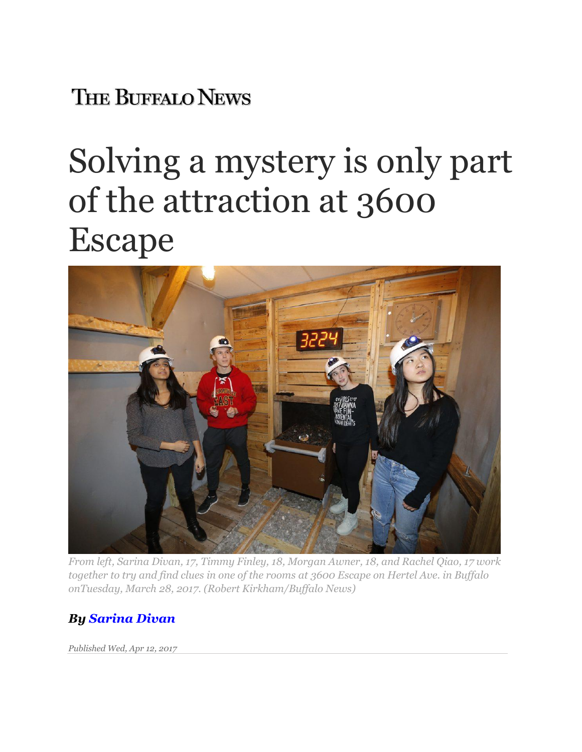THE BUFFALO NEWS

# Solving a mystery is only part of the attraction at 3600 Escape

*From left, Sarina Divan, 17, Timmy Finley, 18, Morgan Awner, 18, and Rachel Qiao, 17 work together to try and find clues in one of the rooms at 3600 Escape on Hertel Ave. in Buffalo onTuesday, March 28, 2017. (Robert Kirkham/Buffalo News)*

***By Sarina Divan***

*Published Wed, Apr 12, 2017*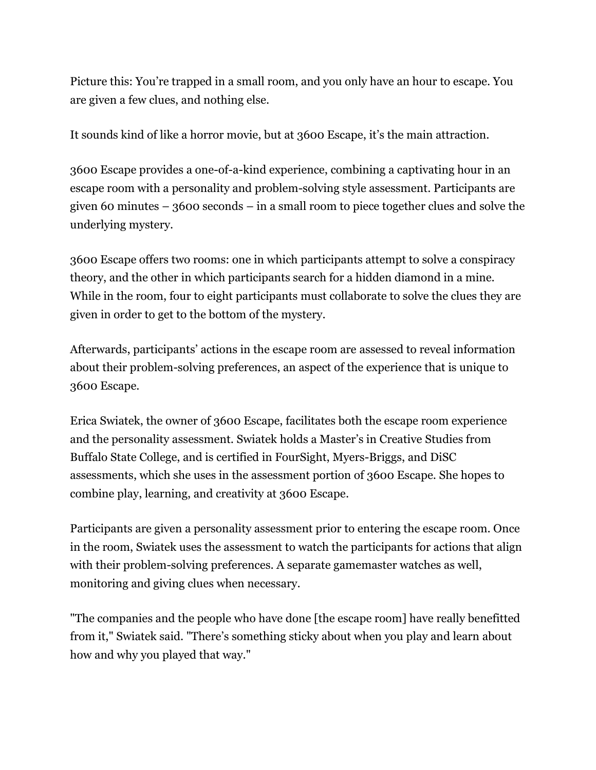Picture this: You're trapped in a small room, and you only have an hour to escape. You are given a few clues, and nothing else.

It sounds kind of like a horror movie, but at 3600 Escape, it's the main attraction.

3600 Escape provides a one-of-a-kind experience, combining a captivating hour in an escape room with a personality and problem-solving style assessment. Participants are given 60 minutes – 3600 seconds – in a small room to piece together clues and solve the underlying mystery.

3600 Escape offers two rooms: one in which participants attempt to solve a conspiracy theory, and the other in which participants search for a hidden diamond in a mine. While in the room, four to eight participants must collaborate to solve the clues they are given in order to get to the bottom of the mystery.

Afterwards, participants' actions in the escape room are assessed to reveal information about their problem-solving preferences, an aspect of the experience that is unique to 3600 Escape.

Erica Swiatek, the owner of 3600 Escape, facilitates both the escape room experience and the personality assessment. Swiatek holds a Master's in Creative Studies from Buffalo State College, and is certified in FourSight, Myers-Briggs, and DiSC assessments, which she uses in the assessment portion of 3600 Escape. She hopes to combine play, learning, and creativity at 3600 Escape.

Participants are given a personality assessment prior to entering the escape room. Once in the room, Swiatek uses the assessment to watch the participants for actions that align with their problem-solving preferences. A separate gamemaster watches as well, monitoring and giving clues when necessary.

"The companies and the people who have done [the escape room] have really benefitted from it," Swiatek said. "There's something sticky about when you play and learn about how and why you played that way."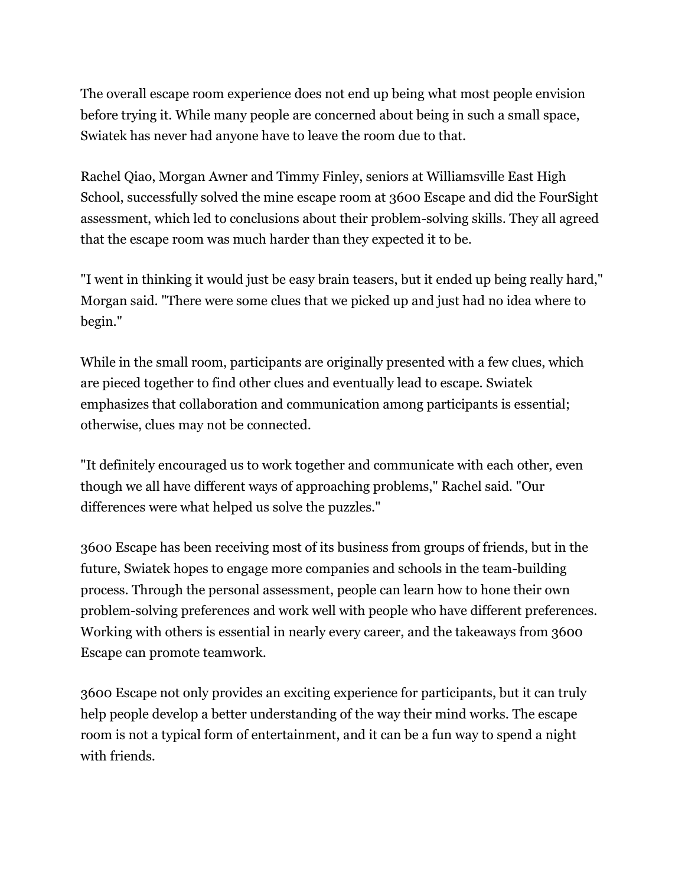The overall escape room experience does not end up being what most people envision before trying it. While many people are concerned about being in such a small space, Swiatek has never had anyone have to leave the room due to that.

Rachel Qiao, Morgan Awner and Timmy Finley, seniors at Williamsville East High School, successfully solved the mine escape room at 3600 Escape and did the FourSight assessment, which led to conclusions about their problem-solving skills. They all agreed that the escape room was much harder than they expected it to be.

"I went in thinking it would just be easy brain teasers, but it ended up being really hard," Morgan said. "There were some clues that we picked up and just had no idea where to begin."

While in the small room, participants are originally presented with a few clues, which are pieced together to find other clues and eventually lead to escape. Swiatek emphasizes that collaboration and communication among participants is essential; otherwise, clues may not be connected.

"It definitely encouraged us to work together and communicate with each other, even though we all have different ways of approaching problems," Rachel said. "Our differences were what helped us solve the puzzles."

3600 Escape has been receiving most of its business from groups of friends, but in the future, Swiatek hopes to engage more companies and schools in the team-building process. Through the personal assessment, people can learn how to hone their own problem-solving preferences and work well with people who have different preferences. Working with others is essential in nearly every career, and the takeaways from 3600 Escape can promote teamwork.

3600 Escape not only provides an exciting experience for participants, but it can truly help people develop a better understanding of the way their mind works. The escape room is not a typical form of entertainment, and it can be a fun way to spend a night with friends.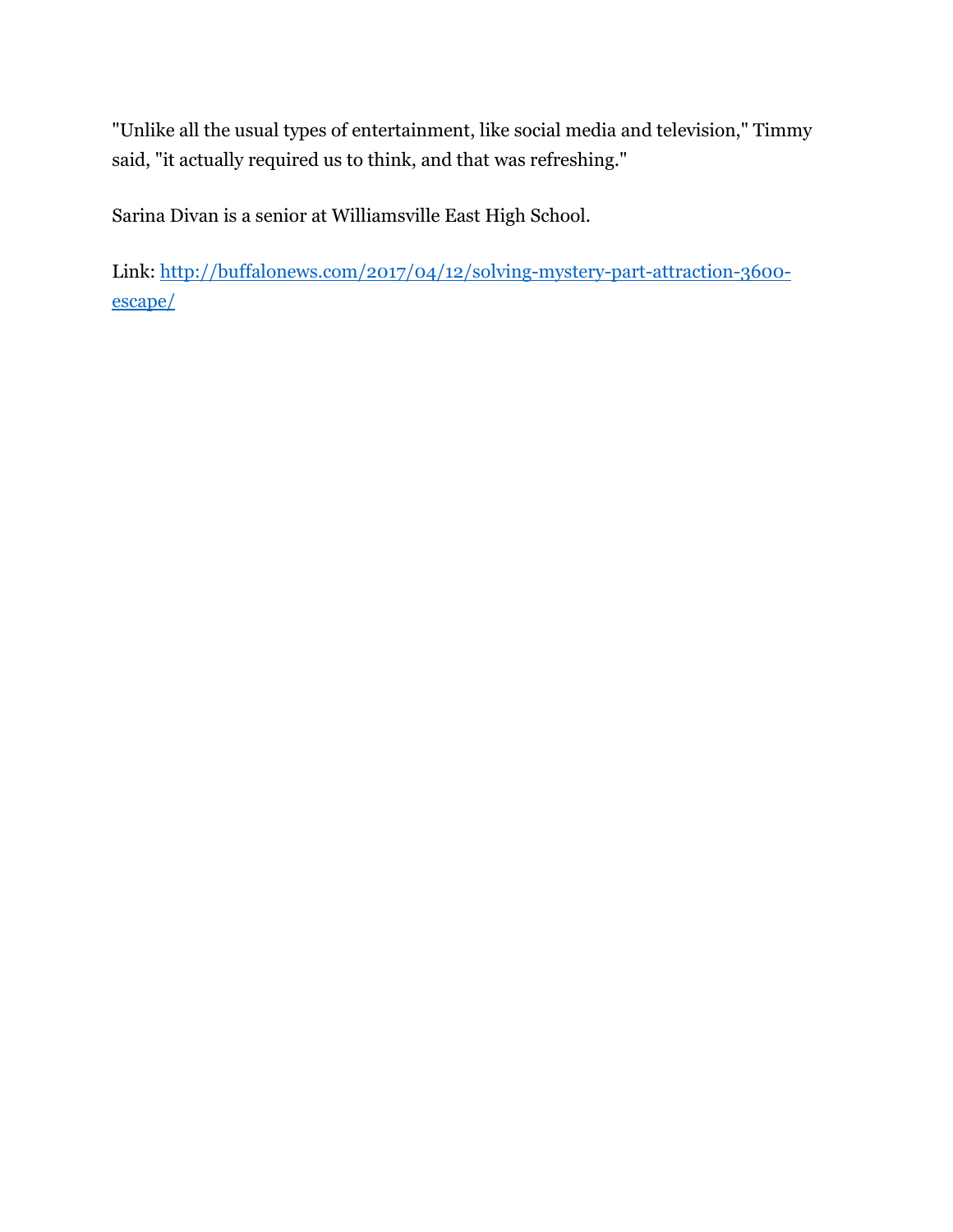"Unlike all the usual types of entertainment, like social media and television," Timmy said, "it actually required us to think, and that was refreshing."

Sarina Divan is a senior at Williamsville East High School.

Link: [http://buffalonews.com/2017/04/12/solving-mystery-part-attraction-3600-escape/](http://buffalonews.com/2017/04/12/solving-mystery-part-attraction-3600-escape/)